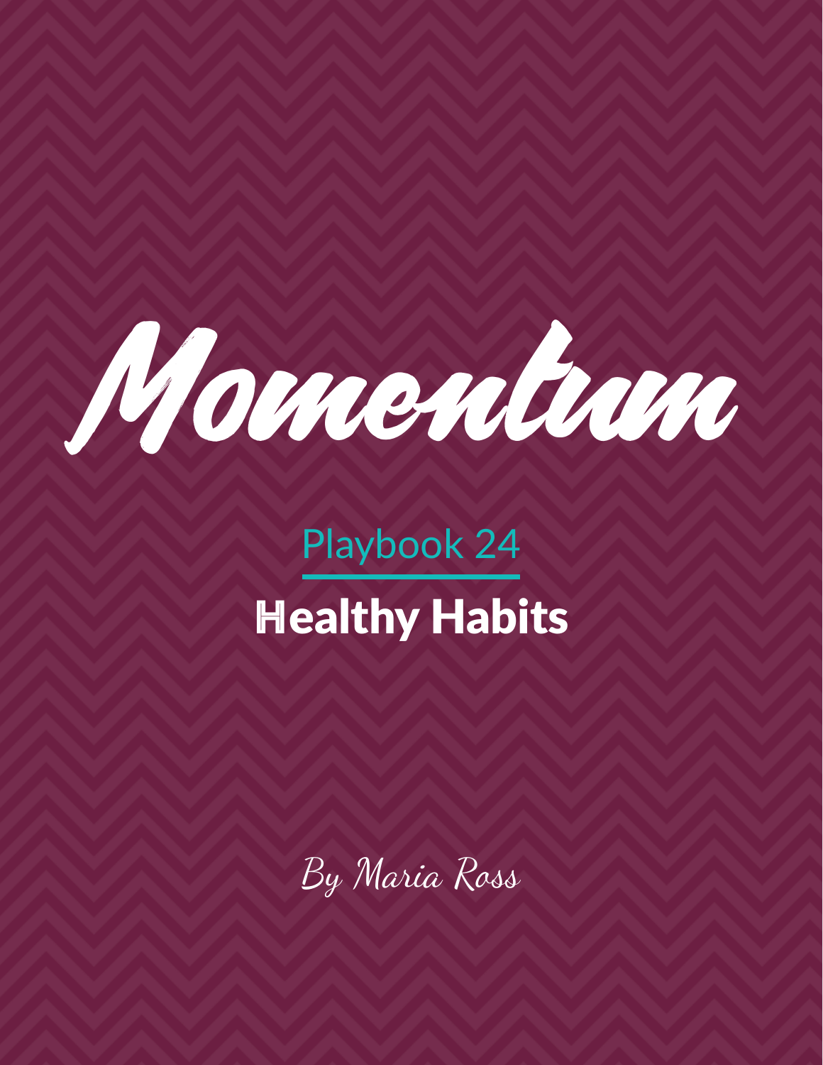# Momentum

## Playbook 24

## Healthy Habits

By Maria Ross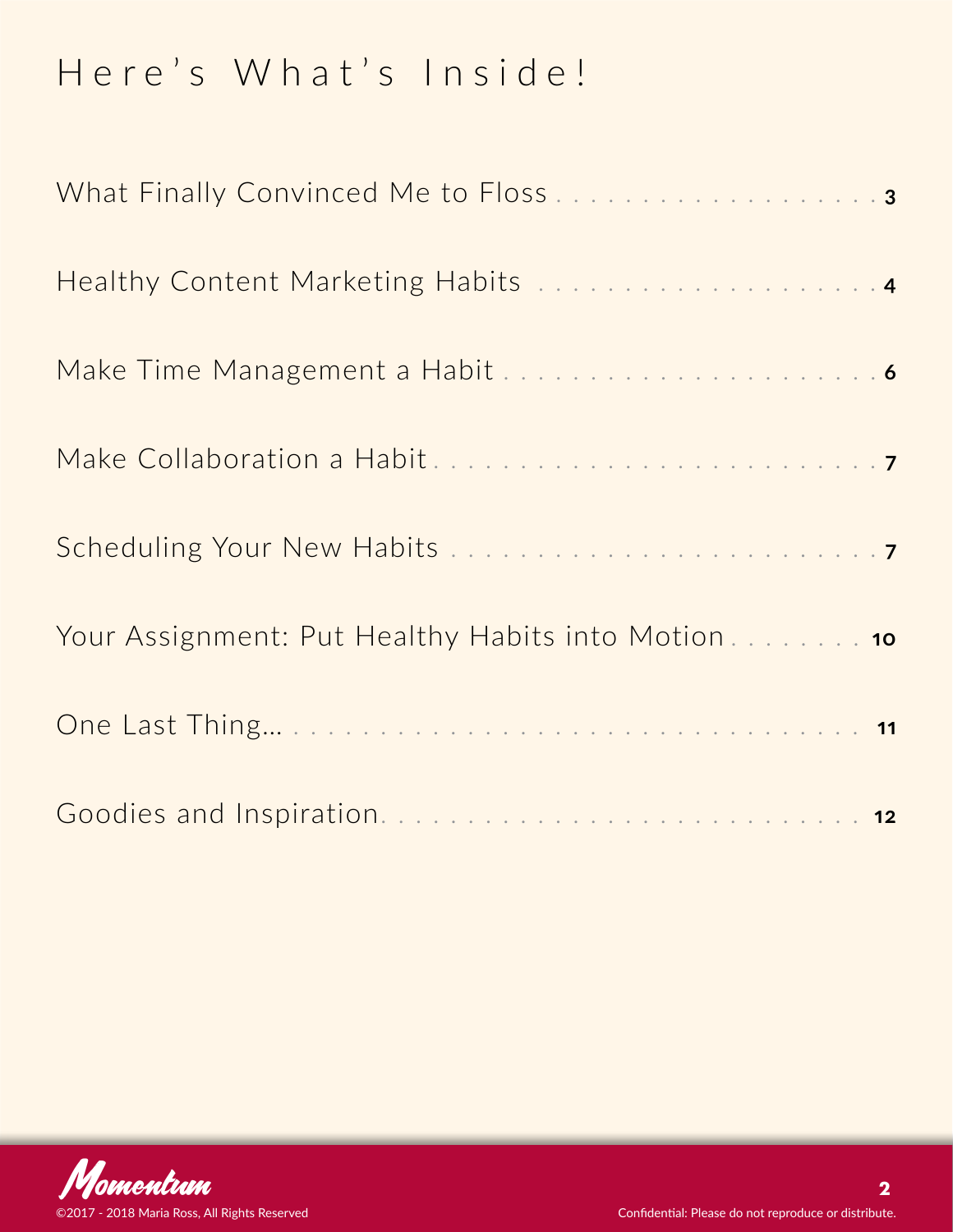# Here's What's Inside!

| | |
|---|---|
| What Finally Convinced Me to Floss | 3 |
| Healthy Content Marketing Habits | 4 |
| Make Time Management a Habit | 6 |
| Make Collaboration a Habit | 7 |
| Scheduling Your New Habits | 7 |
| Your Assignment: Put Healthy Habits into Motion | 10 |
| One Last Thing... | 11 |
| Goodies and Inspiration | 12 |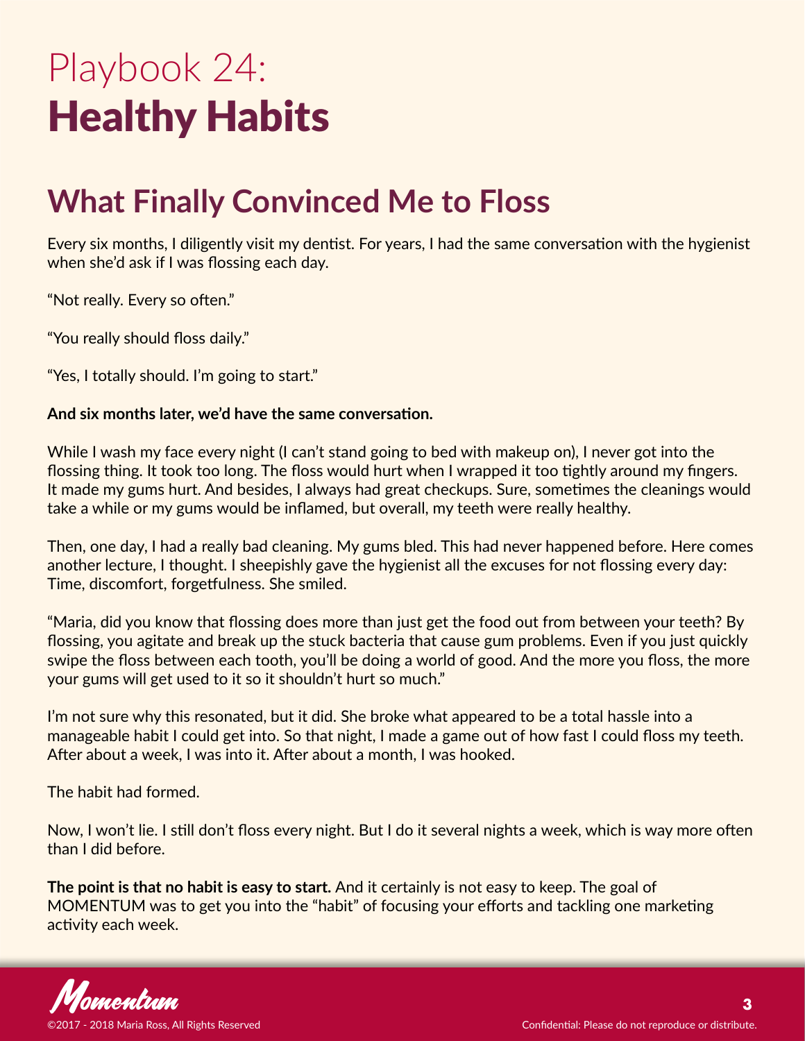# Playbook 24:
# Healthy Habits

## What Finally Convinced Me to Floss

Every six months, I diligently visit my dentist. For years, I had the same conversation with the hygienist when she'd ask if I was flossing each day.

"Not really. Every so often."

"You really should floss daily."

"Yes, I totally should. I'm going to start."

**And six months later, we'd have the same conversation.**

While I wash my face every night (I can't stand going to bed with makeup on), I never got into the flossing thing. It took too long. The floss would hurt when I wrapped it too tightly around my fingers. It made my gums hurt. And besides, I always had great checkups. Sure, sometimes the cleanings would take a while or my gums would be inflamed, but overall, my teeth were really healthy.

Then, one day, I had a really bad cleaning. My gums bled. This had never happened before. Here comes another lecture, I thought. I sheepishly gave the hygienist all the excuses for not flossing every day: Time, discomfort, forgetfulness. She smiled.

"Maria, did you know that flossing does more than just get the food out from between your teeth? By flossing, you agitate and break up the stuck bacteria that cause gum problems. Even if you just quickly swipe the floss between each tooth, you'll be doing a world of good. And the more you floss, the more your gums will get used to it so it shouldn't hurt so much."

I'm not sure why this resonated, but it did. She broke what appeared to be a total hassle into a manageable habit I could get into. So that night, I made a game out of how fast I could floss my teeth. After about a week, I was into it. After about a month, I was hooked.

The habit had formed.

Now, I won't lie. I still don't floss every night. But I do it several nights a week, which is way more often than I did before.

**The point is that no habit is easy to start.** And it certainly is not easy to keep. The goal of MOMENTUM was to get you into the "habit" of focusing your efforts and tackling one marketing activity each week.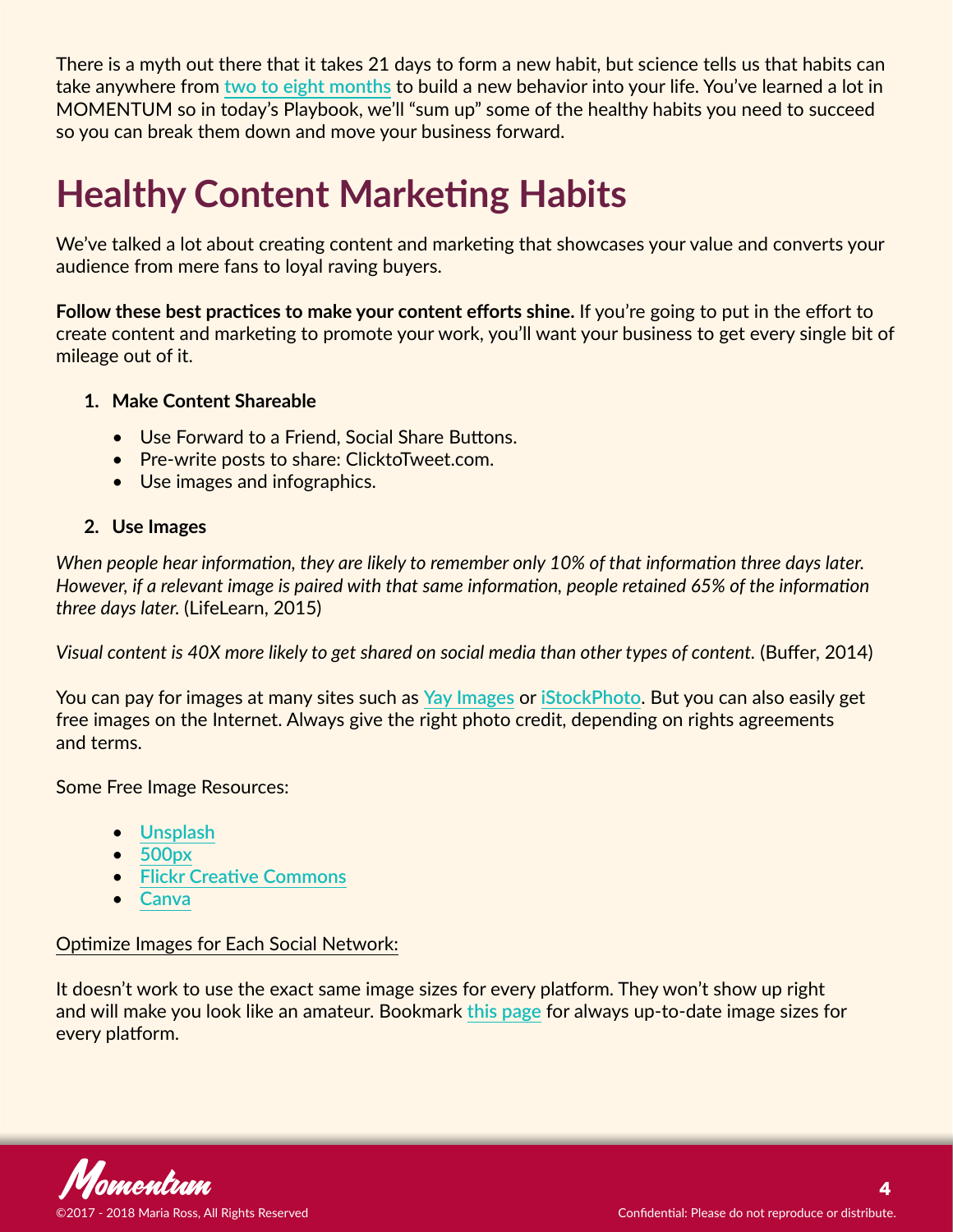There is a myth out there that it takes 21 days to form a new habit, but science tells us that habits can take anywhere from two to eight months to build a new behavior into your life. You've learned a lot in MOMENTUM so in today's Playbook, we'll "sum up" some of the healthy habits you need to succeed so you can break them down and move your business forward.

# Healthy Content Marketing Habits

We've talked a lot about creating content and marketing that showcases your value and converts your audience from mere fans to loyal raving buyers.

**Follow these best practices to make your content efforts shine.** If you're going to put in the effort to create content and marketing to promote your work, you'll want your business to get every single bit of mileage out of it.

1. **Make Content Shareable**
   - Use Forward to a Friend, Social Share Buttons.
   - Pre-write posts to share: ClicktoTweet.com.
   - Use images and infographics.
2. **Use Images**

*When people hear information, they are likely to remember only 10% of that information three days later. However, if a relevant image is paired with that same information, people retained 65% of the information three days later.* (LifeLearn, 2015)

*Visual content is 40X more likely to get shared on social media than other types of content.* (Buffer, 2014)

You can pay for images at many sites such as Yay Images or iStockPhoto. But you can also easily get free images on the Internet. Always give the right photo credit, depending on rights agreements and terms.

Some Free Image Resources:

- Unsplash
- 500px
- Flickr Creative Commons
- Canva

Optimize Images for Each Social Network:

It doesn't work to use the exact same image sizes for every platform. They won't show up right and will make you look like an amateur. Bookmark this page for always up-to-date image sizes for every platform.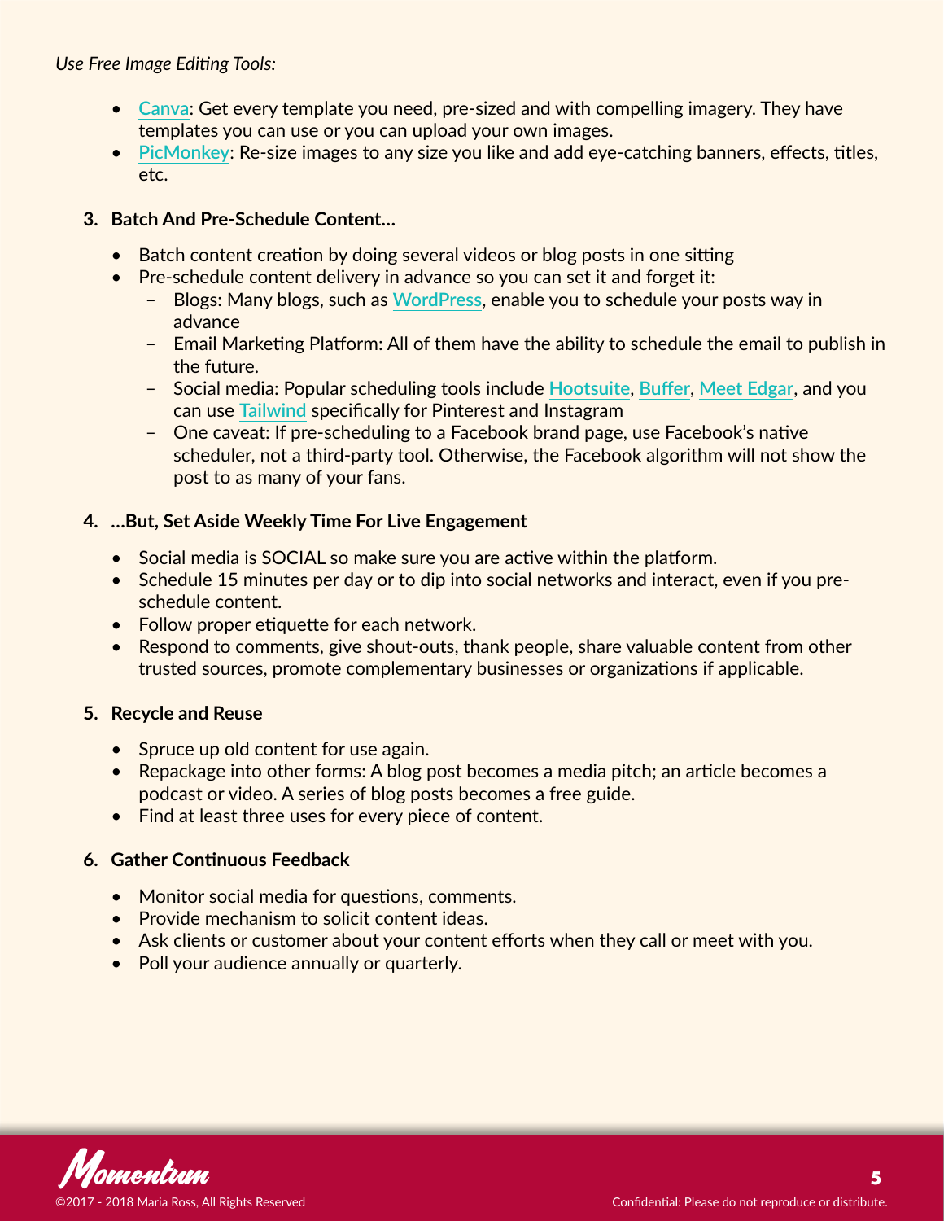*Use Free Image Editing Tools:*

- Canva: Get every template you need, pre-sized and with compelling imagery. They have templates you can use or you can upload your own images.
- PicMonkey: Re-size images to any size you like and add eye-catching banners, effects, titles, etc.

3. **Batch And Pre-Schedule Content…**

   - Batch content creation by doing several videos or blog posts in one sitting
   - Pre-schedule content delivery in advance so you can set it and forget it:
     - Blogs: Many blogs, such as WordPress, enable you to schedule your posts way in advance
     - Email Marketing Platform: All of them have the ability to schedule the email to publish in the future.
     - Social media: Popular scheduling tools include Hootsuite, Buffer, Meet Edgar, and you can use Tailwind specifically for Pinterest and Instagram
     - One caveat: If pre-scheduling to a Facebook brand page, use Facebook's native scheduler, not a third-party tool. Otherwise, the Facebook algorithm will not show the post to as many of your fans.

4. **…But, Set Aside Weekly Time For Live Engagement**

   - Social media is SOCIAL so make sure you are active within the platform.
   - Schedule 15 minutes per day or to dip into social networks and interact, even if you pre-schedule content.
   - Follow proper etiquette for each network.
   - Respond to comments, give shout-outs, thank people, share valuable content from other trusted sources, promote complementary businesses or organizations if applicable.

5. **Recycle and Reuse**

   - Spruce up old content for use again.
   - Repackage into other forms: A blog post becomes a media pitch; an article becomes a podcast or video. A series of blog posts becomes a free guide.
   - Find at least three uses for every piece of content.

6. **Gather Continuous Feedback**

   - Monitor social media for questions, comments.
   - Provide mechanism to solicit content ideas.
   - Ask clients or customer about your content efforts when they call or meet with you.
   - Poll your audience annually or quarterly.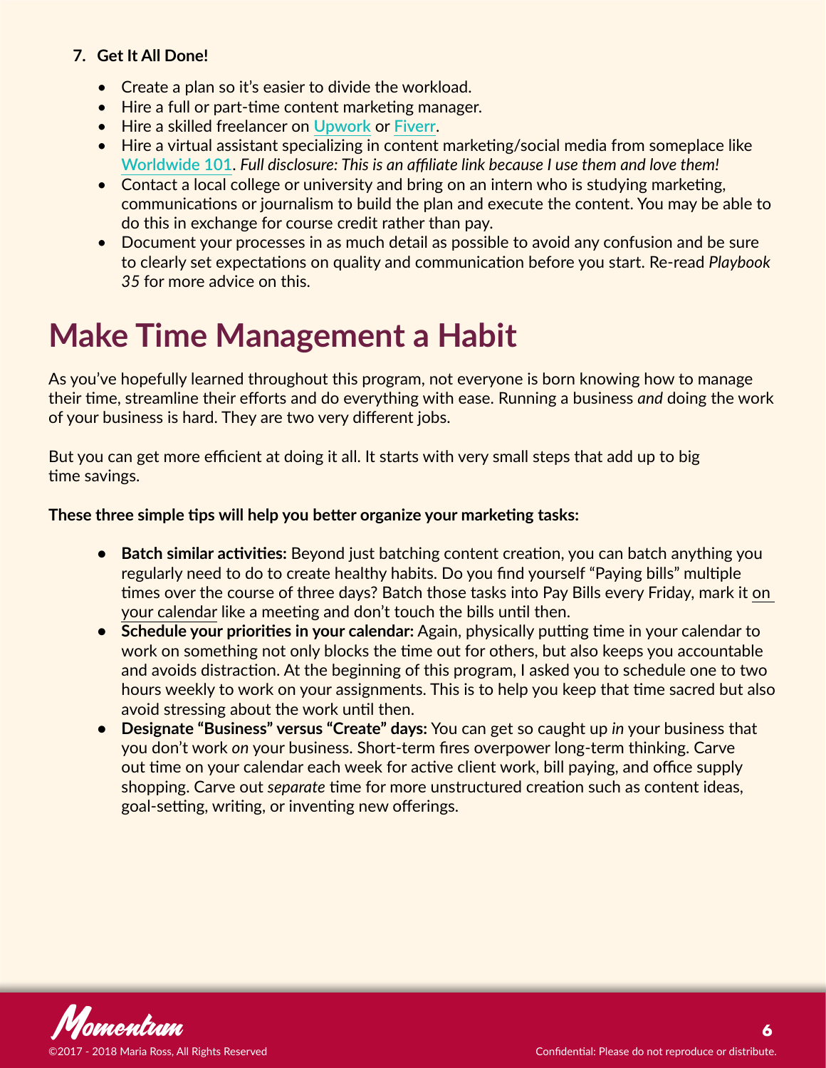7. **Get It All Done!**

    - Create a plan so it's easier to divide the workload.
    - Hire a full or part-time content marketing manager.
    - Hire a skilled freelancer on **Upwork** or **Fiverr**.
    - Hire a virtual assistant specializing in content marketing/social media from someplace like Worldwide 101. *Full disclosure: This is an affiliate link because I use them and love them!*
    - Contact a local college or university and bring on an intern who is studying marketing, communications or journalism to build the plan and execute the content. You may be able to do this in exchange for course credit rather than pay.
    - Document your processes in as much detail as possible to avoid any confusion and be sure to clearly set expectations on quality and communication before you start. Re-read *Playbook 35* for more advice on this.

# Make Time Management a Habit

As you've hopefully learned throughout this program, not everyone is born knowing how to manage their time, streamline their efforts and do everything with ease. Running a business *and* doing the work of your business is hard. They are two very different jobs.

But you can get more efficient at doing it all. It starts with very small steps that add up to big time savings.

**These three simple tips will help you better organize your marketing tasks:**

- **Batch similar activities:** Beyond just batching content creation, you can batch anything you regularly need to do to create healthy habits. Do you find yourself "Paying bills" multiple times over the course of three days? Batch those tasks into Pay Bills every Friday, mark it on your calendar like a meeting and don't touch the bills until then.
- **Schedule your priorities in your calendar:** Again, physically putting time in your calendar to work on something not only blocks the time out for others, but also keeps you accountable and avoids distraction. At the beginning of this program, I asked you to schedule one to two hours weekly to work on your assignments. This is to help you keep that time sacred but also avoid stressing about the work until then.
- **Designate "Business" versus "Create" days:** You can get so caught up *in* your business that you don't work *on* your business. Short-term fires overpower long-term thinking. Carve out time on your calendar each week for active client work, bill paying, and office supply shopping. Carve out *separate* time for more unstructured creation such as content ideas, goal-setting, writing, or inventing new offerings.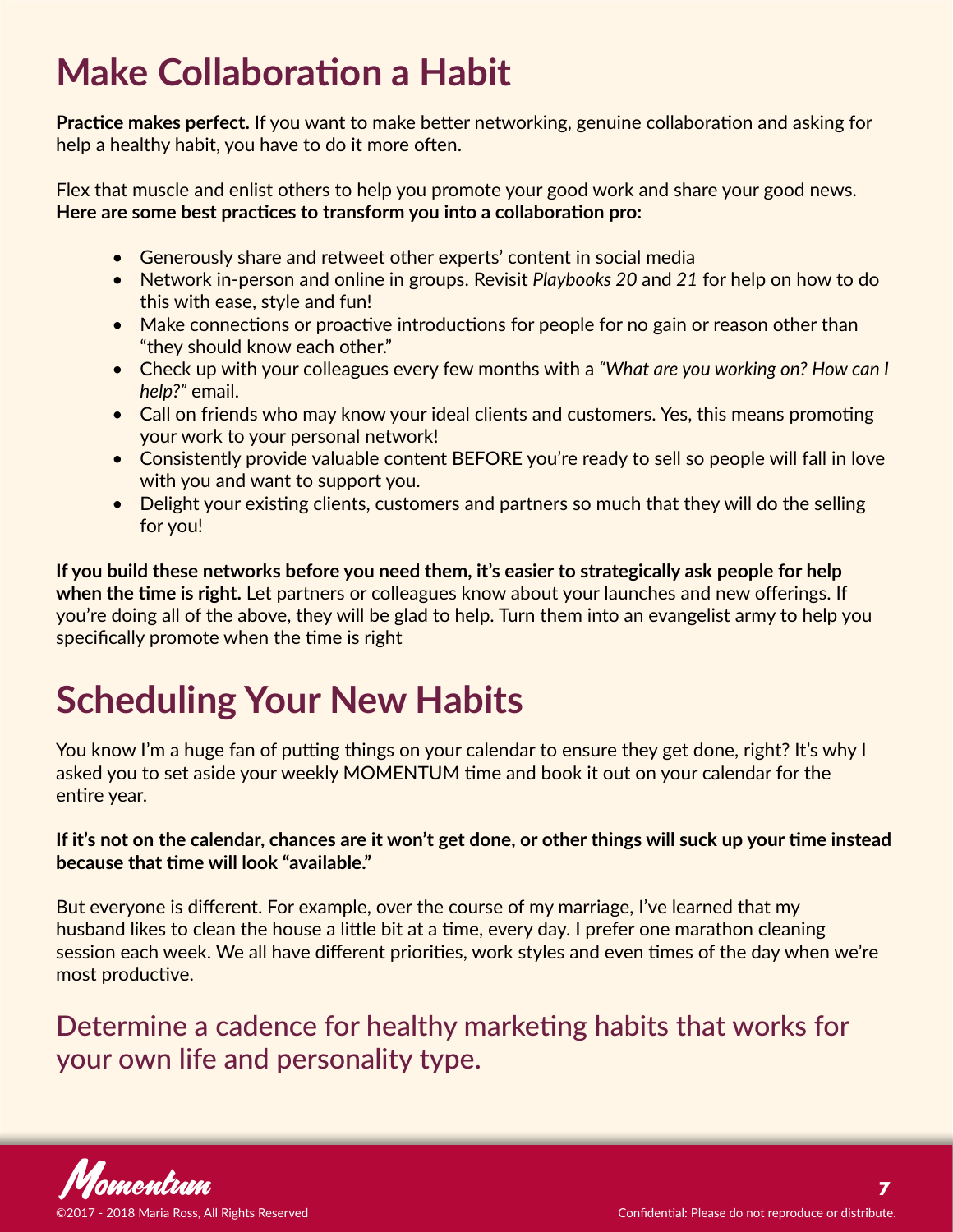# Make Collaboration a Habit

**Practice makes perfect.** If you want to make better networking, genuine collaboration and asking for help a healthy habit, you have to do it more often.

Flex that muscle and enlist others to help you promote your good work and share your good news. **Here are some best practices to transform you into a collaboration pro:**

- Generously share and retweet other experts' content in social media
- Network in-person and online in groups. Revisit *Playbooks 20* and *21* for help on how to do this with ease, style and fun!
- Make connections or proactive introductions for people for no gain or reason other than "they should know each other."
- Check up with your colleagues every few months with a *"What are you working on? How can I help?"* email.
- Call on friends who may know your ideal clients and customers. Yes, this means promoting your work to your personal network!
- Consistently provide valuable content BEFORE you're ready to sell so people will fall in love with you and want to support you.
- Delight your existing clients, customers and partners so much that they will do the selling for you!

**If you build these networks before you need them, it's easier to strategically ask people for help when the time is right.** Let partners or colleagues know about your launches and new offerings. If you're doing all of the above, they will be glad to help. Turn them into an evangelist army to help you specifically promote when the time is right

# Scheduling Your New Habits

You know I'm a huge fan of putting things on your calendar to ensure they get done, right? It's why I asked you to set aside your weekly MOMENTUM time and book it out on your calendar for the entire year.

**If it's not on the calendar, chances are it won't get done, or other things will suck up your time instead because that time will look "available."**

But everyone is different. For example, over the course of my marriage, I've learned that my husband likes to clean the house a little bit at a time, every day. I prefer one marathon cleaning session each week. We all have different priorities, work styles and even times of the day when we're most productive.

## Determine a cadence for healthy marketing habits that works for your own life and personality type.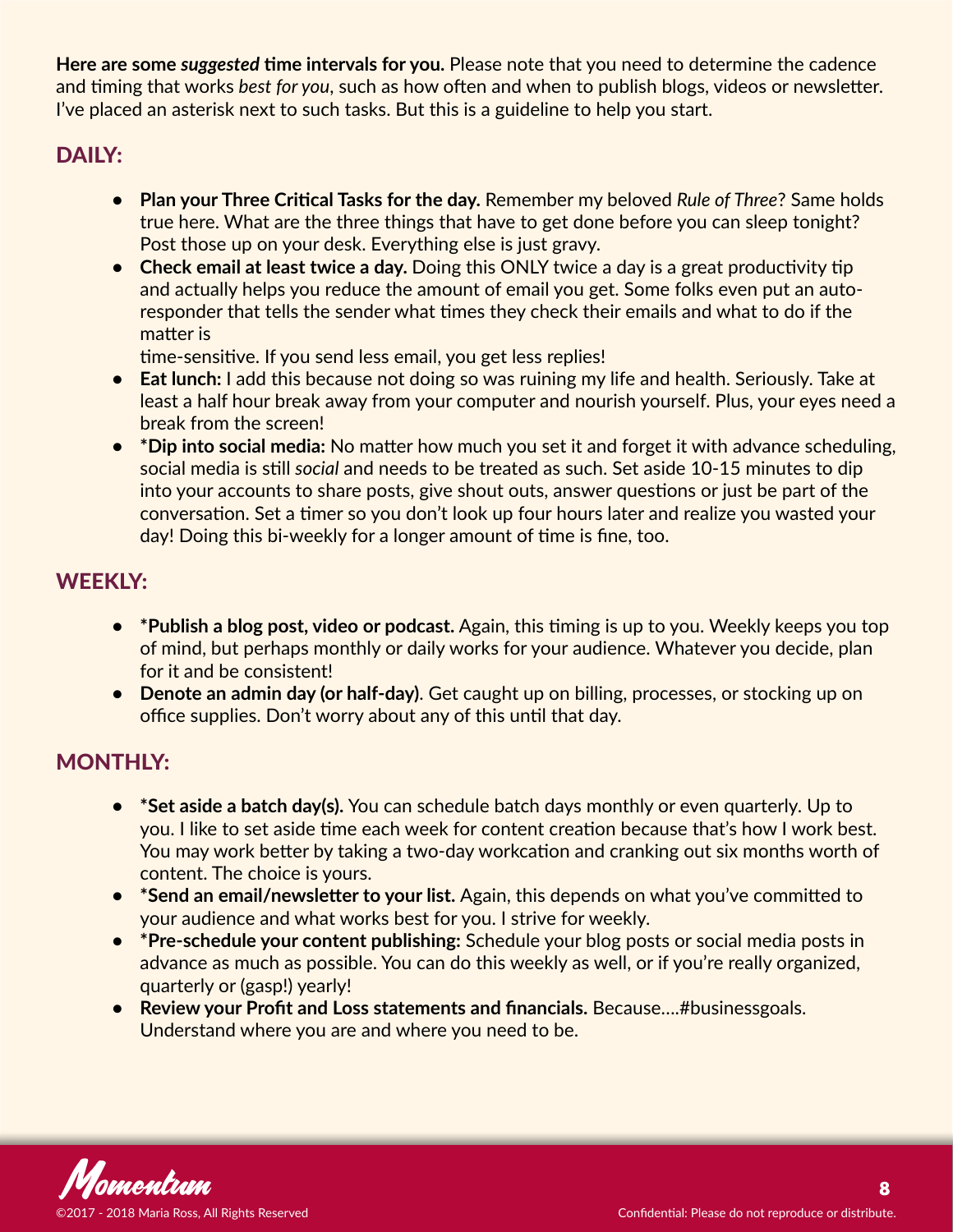**Here are some *suggested* time intervals for you.** Please note that you need to determine the cadence and timing that works *best for you*, such as how often and when to publish blogs, videos or newsletter. I've placed an asterisk next to such tasks. But this is a guideline to help you start.

## DAILY:

- **Plan your Three Critical Tasks for the day.** Remember my beloved *Rule of Three*? Same holds true here. What are the three things that have to get done before you can sleep tonight? Post those up on your desk. Everything else is just gravy.
- **Check email at least twice a day.** Doing this ONLY twice a day is a great productivity tip and actually helps you reduce the amount of email you get. Some folks even put an auto-responder that tells the sender what times they check their emails and what to do if the matter is time-sensitive. If you send less email, you get less replies!
- **Eat lunch:** I add this because not doing so was ruining my life and health. Seriously. Take at least a half hour break away from your computer and nourish yourself. Plus, your eyes need a break from the screen!
- ***Dip into social media:** No matter how much you set it and forget it with advance scheduling, social media is still *social* and needs to be treated as such. Set aside 10-15 minutes to dip into your accounts to share posts, give shout outs, answer questions or just be part of the conversation. Set a timer so you don't look up four hours later and realize you wasted your day! Doing this bi-weekly for a longer amount of time is fine, too.

## WEEKLY:

- ***Publish a blog post, video or podcast.** Again, this timing is up to you. Weekly keeps you top of mind, but perhaps monthly or daily works for your audience. Whatever you decide, plan for it and be consistent!
- **Denote an admin day (or half-day)**. Get caught up on billing, processes, or stocking up on office supplies. Don't worry about any of this until that day.

## MONTHLY:

- ***Set aside a batch day(s).** You can schedule batch days monthly or even quarterly. Up to you. I like to set aside time each week for content creation because that's how I work best. You may work better by taking a two-day workcation and cranking out six months worth of content. The choice is yours.
- ***Send an email/newsletter to your list.** Again, this depends on what you've committed to your audience and what works best for you. I strive for weekly.
- ***Pre-schedule your content publishing:** Schedule your blog posts or social media posts in advance as much as possible. You can do this weekly as well, or if you're really organized, quarterly or (gasp!) yearly!
- **Review your Profit and Loss statements and financials.** Because….#businessgoals. Understand where you are and where you need to be.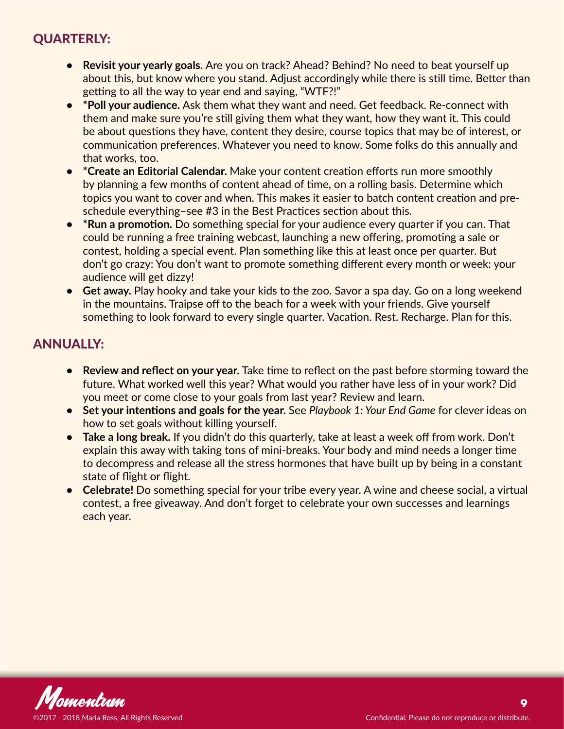## QUARTERLY:

- **Revisit your yearly goals.** Are you on track? Ahead? Behind? No need to beat yourself up about this, but know where you stand. Adjust accordingly while there is still time. Better than getting to all the way to year end and saying, "WTF?!"
- ***Poll your audience.** Ask them what they want and need. Get feedback. Re-connect with them and make sure you're still giving them what they want, how they want it. This could be about questions they have, content they desire, course topics that may be of interest, or communication preferences. Whatever you need to know. Some folks do this annually and that works, too.
- ***Create an Editorial Calendar.** Make your content creation efforts run more smoothly by planning a few months of content ahead of time, on a rolling basis. Determine which topics you want to cover and when. This makes it easier to batch content creation and pre-schedule everything–see #3 in the Best Practices section about this.
- ***Run a promotion.** Do something special for your audience every quarter if you can. That could be running a free training webcast, launching a new offering, promoting a sale or contest, holding a special event. Plan something like this at least once per quarter. But don't go crazy: You don't want to promote something different every month or week: your audience will get dizzy!
- **Get away.** Play hooky and take your kids to the zoo. Savor a spa day. Go on a long weekend in the mountains. Traipse off to the beach for a week with your friends. Give yourself something to look forward to every single quarter. Vacation. Rest. Recharge. Plan for this.

## ANNUALLY:

- **Review and reflect on your year.** Take time to reflect on the past before storming toward the future. What worked well this year? What would you rather have less of in your work? Did you meet or come close to your goals from last year? Review and learn.
- **Set your intentions and goals for the year.** See *Playbook 1: Your End Game* for clever ideas on how to set goals without killing yourself.
- **Take a long break.** If you didn't do this quarterly, take at least a week off from work. Don't explain this away with taking tons of mini-breaks. Your body and mind needs a longer time to decompress and release all the stress hormones that have built up by being in a constant state of flight or flight.
- **Celebrate!** Do something special for your tribe every year. A wine and cheese social, a virtual contest, a free giveaway. And don't forget to celebrate your own successes and learnings each year.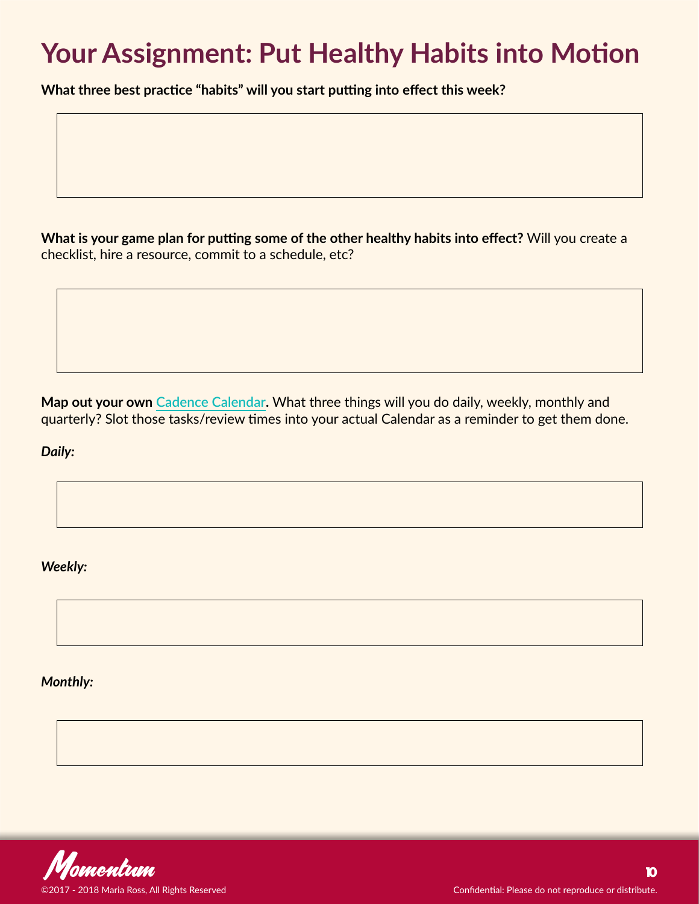# Your Assignment: Put Healthy Habits into Motion

**What three best practice "habits" will you start putting into effect this week?**

**What is your game plan for putting some of the other healthy habits into effect?** Will you create a checklist, hire a resource, commit to a schedule, etc?

**Map out your own Cadence Calendar.** What three things will you do daily, weekly, monthly and quarterly? Slot those tasks/review times into your actual Calendar as a reminder to get them done.

***Daily:***

***Weekly:***

***Monthly:***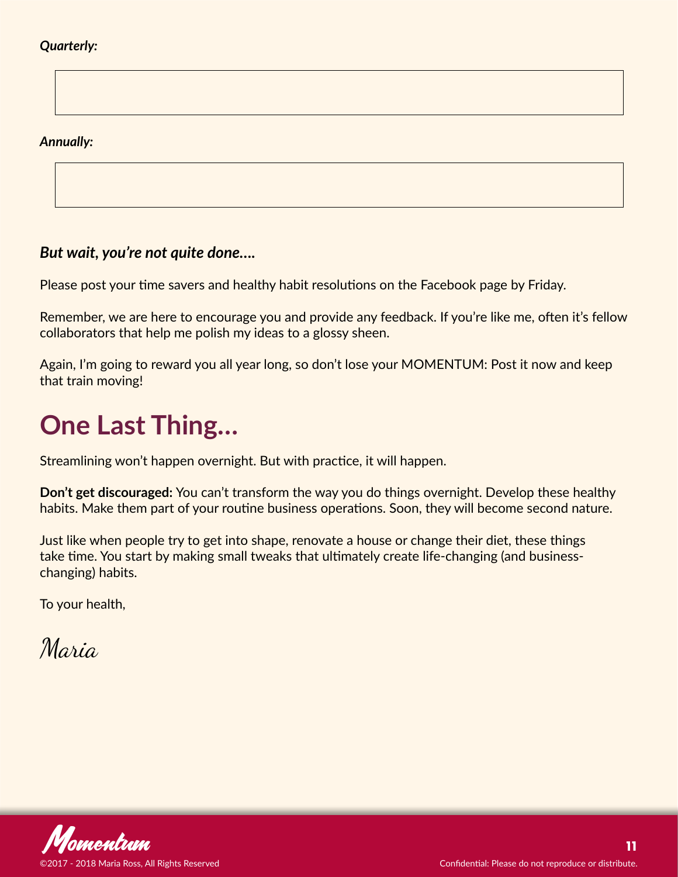*Quarterly:*

*Annually:*

***But wait, you're not quite done....***

Please post your time savers and healthy habit resolutions on the Facebook page by Friday.

Remember, we are here to encourage you and provide any feedback. If you're like me, often it's fellow collaborators that help me polish my ideas to a glossy sheen.

Again, I'm going to reward you all year long, so don't lose your MOMENTUM: Post it now and keep that train moving!

# One Last Thing...

Streamlining won't happen overnight. But with practice, it will happen.

**Don't get discouraged:** You can't transform the way you do things overnight. Develop these healthy habits. Make them part of your routine business operations. Soon, they will become second nature.

Just like when people try to get into shape, renovate a house or change their diet, these things take time. You start by making small tweaks that ultimately create life-changing (and business-changing) habits.

To your health,

Maria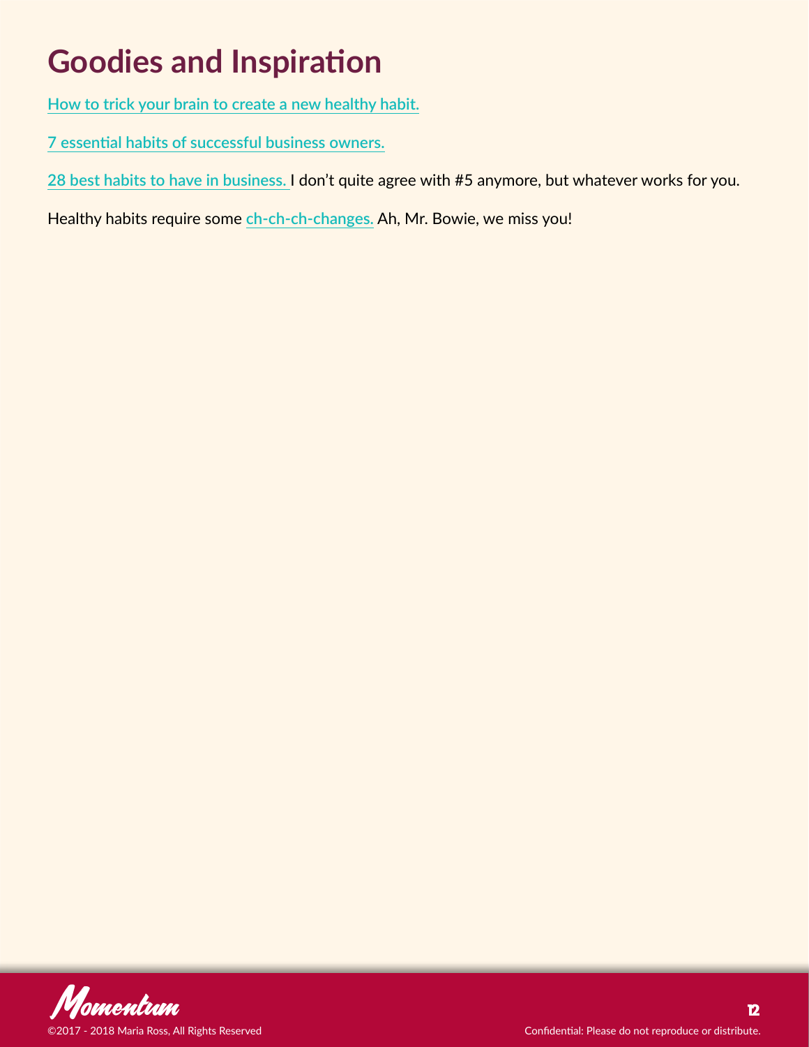# Goodies and Inspiration

How to trick your brain to create a new healthy habit.

7 essential habits of successful business owners.

28 best habits to have in business. I don't quite agree with #5 anymore, but whatever works for you.

Healthy habits require some ch-ch-ch-changes. Ah, Mr. Bowie, we miss you!